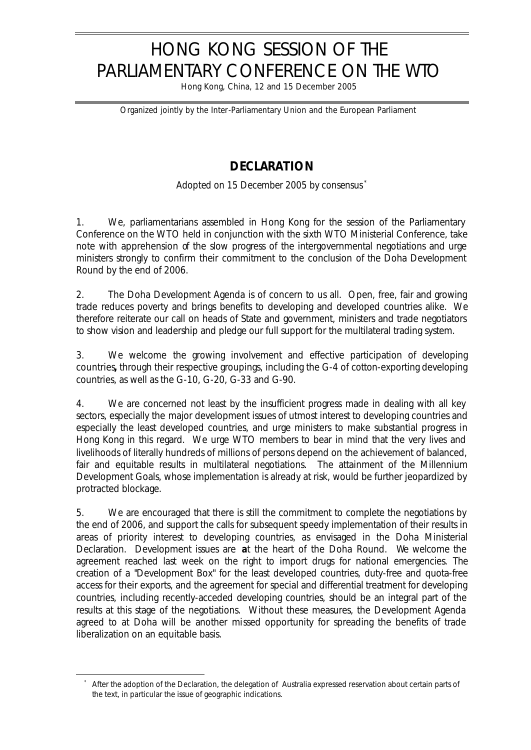# HONG KONG SESSION OF THE PARLIAMENTARY CONFERENCE ON THE WTO

Hong Kong, China, 12 and 15 December 2005

Organized jointly by the Inter-Parliamentary Union and the European Parliament

## DECLARATION

Adopted on 15 December 2005 by consensus*

1. We, parliamentarians assembled in Hong Kong for the session of the Parliamentary Conference on the WTO held in conjunction with the sixth WTO Ministerial Conference, take note with apprehension of the slow progress of the intergovernmental negotiations and urge ministers strongly to confirm their commitment to the conclusion of the Doha Development Round by the end of 2006.

2. The Doha Development Agenda is of concern to us all. Open, free, fair and growing trade reduces poverty and brings benefits to developing and developed countries alike. We therefore reiterate our call on heads of State and government, ministers and trade negotiators to show vision and leadership and pledge our full support for the multilateral trading system.

3. We welcome the growing involvement and effective participation of developing countries**,** through their respective groupings, including the G-4 of cotton-exporting developing countries, as well as the G-10, G-20, G-33 and G-90.

4. We are concerned not least by the insufficient progress made in dealing with all key sectors, especially the major development issues of utmost interest to developing countries and especially the least developed countries, and urge ministers to make substantial progress in Hong Kong in this regard. We urge WTO members to bear in mind that the very lives and livelihoods of literally hundreds of millions of persons depend on the achievement of balanced, fair and equitable results in multilateral negotiations. The attainment of the Millennium Development Goals, whose implementation is already at risk, would be further jeopardized by protracted blockage.

5. We are encouraged that there is still the commitment to complete the negotiations by the end of 2006, and support the calls for subsequent speedy implementation of their results in areas of priority interest to developing countries, as envisaged in the Doha Ministerial Declaration. Development issues are **a**t the heart of the Doha Round. We welcome the agreement reached last week on the right to import drugs for national emergencies. The creation of a "Development Box" for the least developed countries, duty-free and quota-free access for their exports, and the agreement for special and differential treatment for developing countries, including recently-acceded developing countries, should be an integral part of the results at this stage of the negotiations. Without these measures, the Development Agenda agreed to at Doha will be another missed opportunity for spreading the benefits of trade liberalization on an equitable basis.

---

* After the adoption of the Declaration, the delegation of Australia expressed reservation about certain parts of the text, in particular the issue of geographic indications.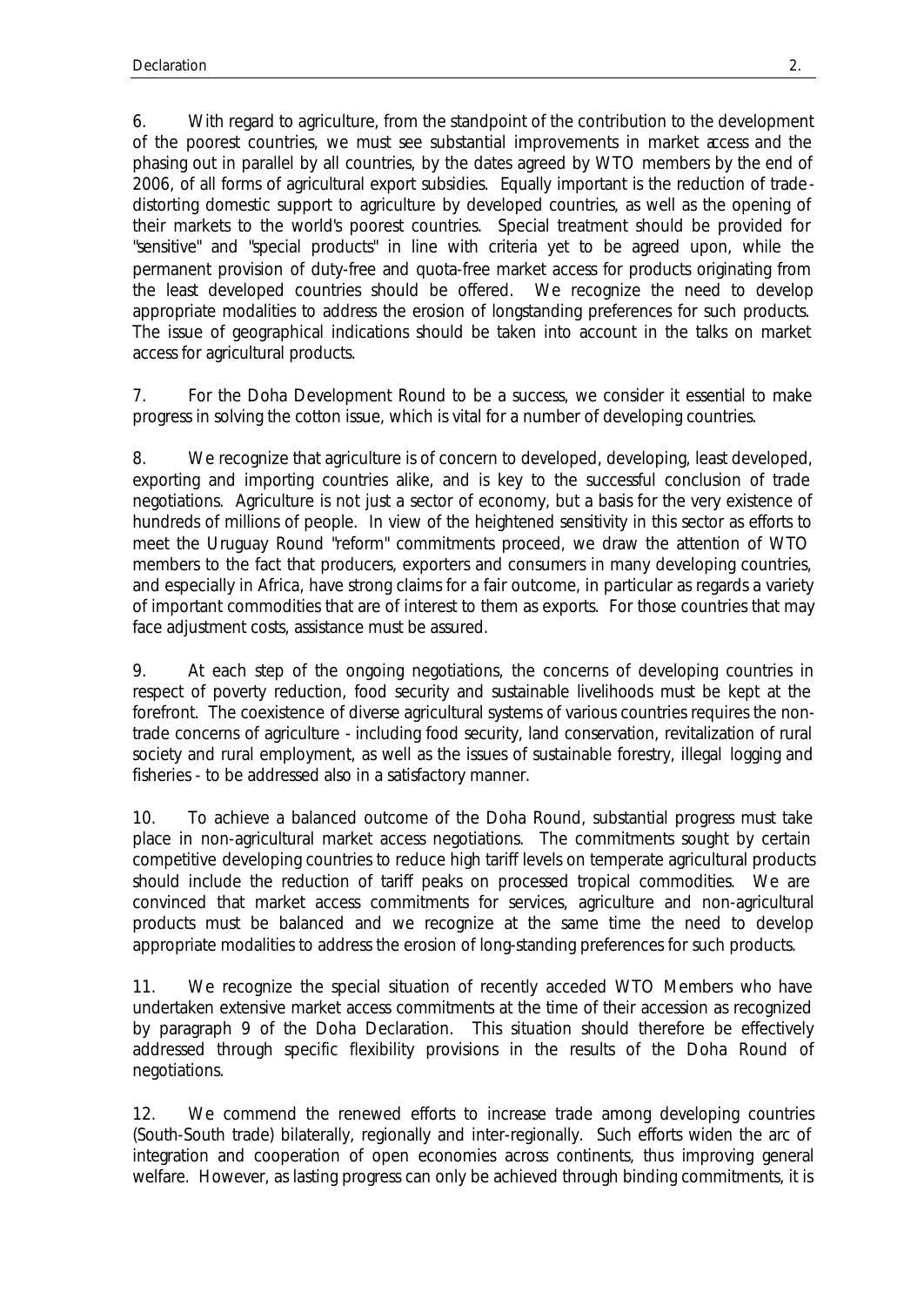6. With regard to agriculture, from the standpoint of the contribution to the development of the poorest countries, we must see substantial improvements in market access and the phasing out in parallel by all countries, by the dates agreed by WTO members by the end of 2006, of all forms of agricultural export subsidies. Equally important is the reduction of trade-distorting domestic support to agriculture by developed countries, as well as the opening of their markets to the world's poorest countries. Special treatment should be provided for "sensitive" and "special products" in line with criteria yet to be agreed upon, while the permanent provision of duty-free and quota-free market access for products originating from the least developed countries should be offered. We recognize the need to develop appropriate modalities to address the erosion of longstanding preferences for such products. The issue of geographical indications should be taken into account in the talks on market access for agricultural products.

7. For the Doha Development Round to be a success, we consider it essential to make progress in solving the cotton issue, which is vital for a number of developing countries.

8. We recognize that agriculture is of concern to developed, developing, least developed, exporting and importing countries alike, and is key to the successful conclusion of trade negotiations. Agriculture is not just a sector of economy, but a basis for the very existence of hundreds of millions of people. In view of the heightened sensitivity in this sector as efforts to meet the Uruguay Round "reform" commitments proceed, we draw the attention of WTO members to the fact that producers, exporters and consumers in many developing countries, and especially in Africa, have strong claims for a fair outcome, in particular as regards a variety of important commodities that are of interest to them as exports. For those countries that may face adjustment costs, assistance must be assured.

9. At each step of the ongoing negotiations, the concerns of developing countries in respect of poverty reduction, food security and sustainable livelihoods must be kept at the forefront. The coexistence of diverse agricultural systems of various countries requires the non-trade concerns of agriculture - including food security, land conservation, revitalization of rural society and rural employment, as well as the issues of sustainable forestry, illegal logging and fisheries - to be addressed also in a satisfactory manner.

10. To achieve a balanced outcome of the Doha Round, substantial progress must take place in non-agricultural market access negotiations. The commitments sought by certain competitive developing countries to reduce high tariff levels on temperate agricultural products should include the reduction of tariff peaks on processed tropical commodities. We are convinced that market access commitments for services, agriculture and non-agricultural products must be balanced and we recognize at the same time the need to develop appropriate modalities to address the erosion of long-standing preferences for such products.

11. We recognize the special situation of recently acceded WTO Members who have undertaken extensive market access commitments at the time of their accession as recognized by paragraph 9 of the Doha Declaration. This situation should therefore be effectively addressed through specific flexibility provisions in the results of the Doha Round of negotiations.

12. We commend the renewed efforts to increase trade among developing countries (South-South trade) bilaterally, regionally and inter-regionally. Such efforts widen the arc of integration and cooperation of open economies across continents, thus improving general welfare. However, as lasting progress can only be achieved through binding commitments, it is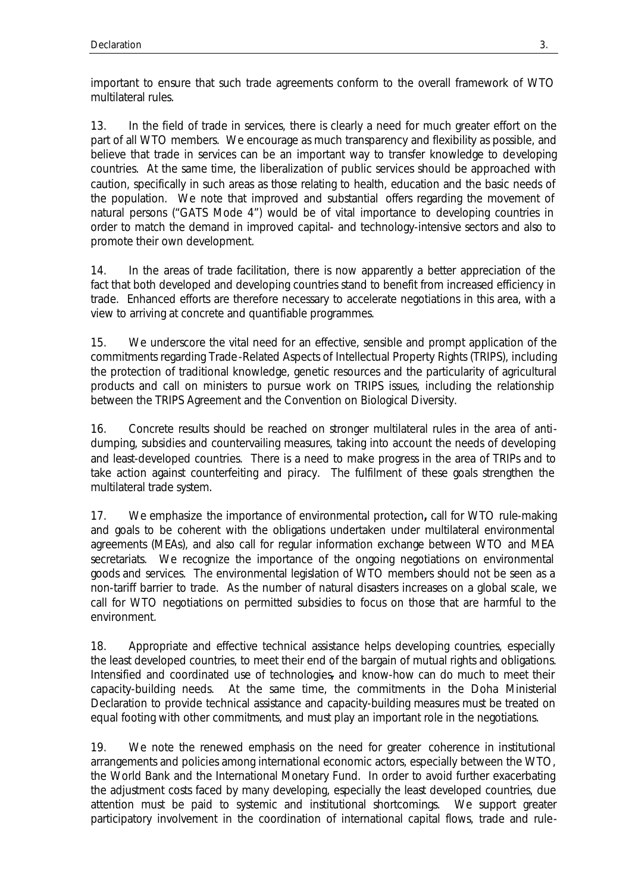important to ensure that such trade agreements conform to the overall framework of WTO multilateral rules.

13. In the field of trade in services, there is clearly a need for much greater effort on the part of all WTO members. We encourage as much transparency and flexibility as possible, and believe that trade in services can be an important way to transfer knowledge to developing countries. At the same time, the liberalization of public services should be approached with caution, specifically in such areas as those relating to health, education and the basic needs of the population. We note that improved and substantial offers regarding the movement of natural persons ("GATS Mode 4") would be of vital importance to developing countries in order to match the demand in improved capital- and technology-intensive sectors and also to promote their own development.

14. In the areas of trade facilitation, there is now apparently a better appreciation of the fact that both developed and developing countries stand to benefit from increased efficiency in trade. Enhanced efforts are therefore necessary to accelerate negotiations in this area, with a view to arriving at concrete and quantifiable programmes.

15. We underscore the vital need for an effective, sensible and prompt application of the commitments regarding Trade-Related Aspects of Intellectual Property Rights (TRIPS), including the protection of traditional knowledge, genetic resources and the particularity of agricultural products and call on ministers to pursue work on TRIPS issues, including the relationship between the TRIPS Agreement and the Convention on Biological Diversity.

16. Concrete results should be reached on stronger multilateral rules in the area of anti-dumping, subsidies and countervailing measures, taking into account the needs of developing and least-developed countries. There is a need to make progress in the area of TRIPs and to take action against counterfeiting and piracy. The fulfilment of these goals strengthen the multilateral trade system.

17. We emphasize the importance of environmental protection**,** call for WTO rule-making and goals to be coherent with the obligations undertaken under multilateral environmental agreements (MEAs), and also call for regular information exchange between WTO and MEA secretariats. We recognize the importance of the ongoing negotiations on environmental goods and services. The environmental legislation of WTO members should not be seen as a non-tariff barrier to trade. As the number of natural disasters increases on a global scale, we call for WTO negotiations on permitted subsidies to focus on those that are harmful to the environment.

18. Appropriate and effective technical assistance helps developing countries, especially the least developed countries, to meet their end of the bargain of mutual rights and obligations. Intensified and coordinated use of technologies, and know-how can do much to meet their capacity-building needs. At the same time, the commitments in the Doha Ministerial Declaration to provide technical assistance and capacity-building measures must be treated on equal footing with other commitments, and must play an important role in the negotiations.

19. We note the renewed emphasis on the need for greater coherence in institutional arrangements and policies among international economic actors, especially between the WTO, the World Bank and the International Monetary Fund. In order to avoid further exacerbating the adjustment costs faced by many developing, especially the least developed countries, due attention must be paid to systemic and institutional shortcomings. We support greater participatory involvement in the coordination of international capital flows, trade and rule-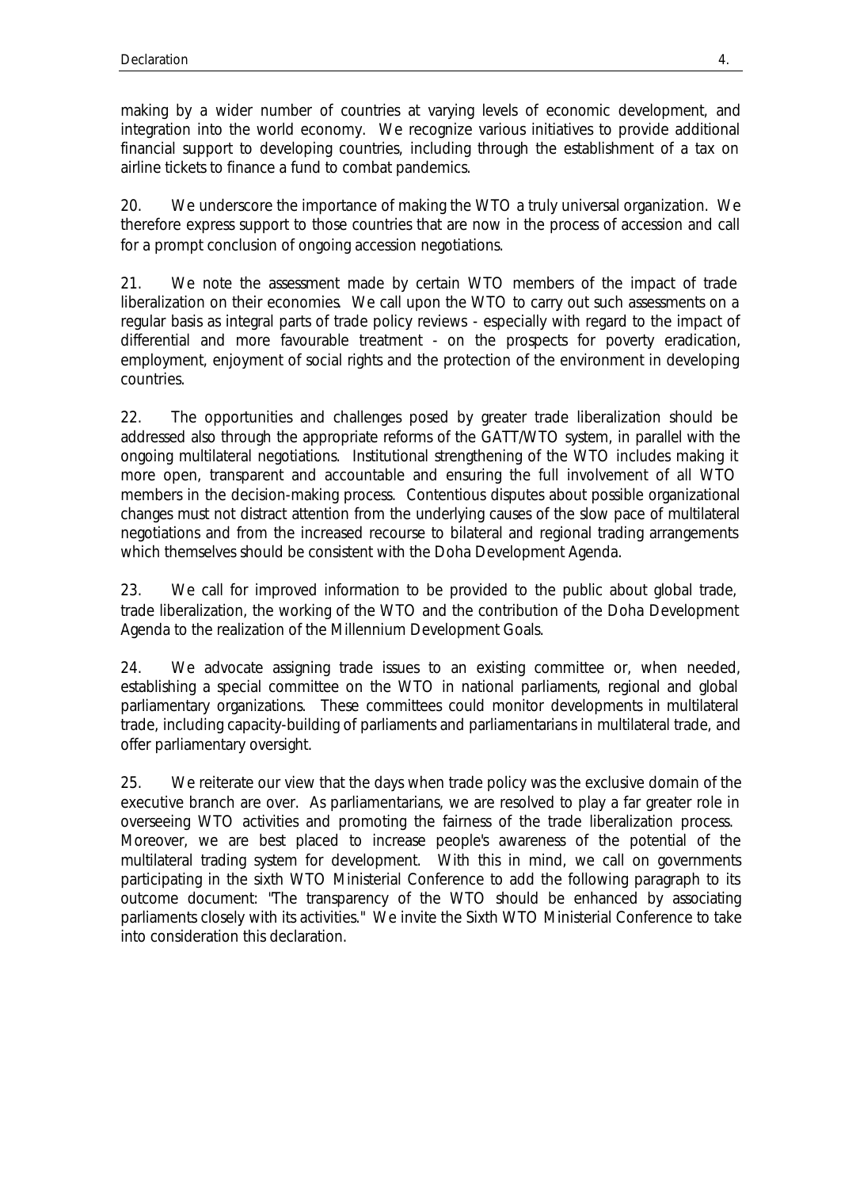making by a wider number of countries at varying levels of economic development, and integration into the world economy. We recognize various initiatives to provide additional financial support to developing countries, including through the establishment of a tax on airline tickets to finance a fund to combat pandemics.

20. We underscore the importance of making the WTO a truly universal organization. We therefore express support to those countries that are now in the process of accession and call for a prompt conclusion of ongoing accession negotiations.

21. We note the assessment made by certain WTO members of the impact of trade liberalization on their economies. We call upon the WTO to carry out such assessments on a regular basis as integral parts of trade policy reviews - especially with regard to the impact of differential and more favourable treatment - on the prospects for poverty eradication, employment, enjoyment of social rights and the protection of the environment in developing countries.

22. The opportunities and challenges posed by greater trade liberalization should be addressed also through the appropriate reforms of the GATT/WTO system, in parallel with the ongoing multilateral negotiations. Institutional strengthening of the WTO includes making it more open, transparent and accountable and ensuring the full involvement of all WTO members in the decision-making process. Contentious disputes about possible organizational changes must not distract attention from the underlying causes of the slow pace of multilateral negotiations and from the increased recourse to bilateral and regional trading arrangements which themselves should be consistent with the Doha Development Agenda.

23. We call for improved information to be provided to the public about global trade, trade liberalization, the working of the WTO and the contribution of the Doha Development Agenda to the realization of the Millennium Development Goals.

24. We advocate assigning trade issues to an existing committee or, when needed, establishing a special committee on the WTO in national parliaments, regional and global parliamentary organizations. These committees could monitor developments in multilateral trade, including capacity-building of parliaments and parliamentarians in multilateral trade, and offer parliamentary oversight.

25. We reiterate our view that the days when trade policy was the exclusive domain of the executive branch are over. As parliamentarians, we are resolved to play a far greater role in overseeing WTO activities and promoting the fairness of the trade liberalization process. Moreover, we are best placed to increase people's awareness of the potential of the multilateral trading system for development. With this in mind, we call on governments participating in the sixth WTO Ministerial Conference to add the following paragraph to its outcome document: "The transparency of the WTO should be enhanced by associating parliaments closely with its activities." We invite the Sixth WTO Ministerial Conference to take into consideration this declaration.